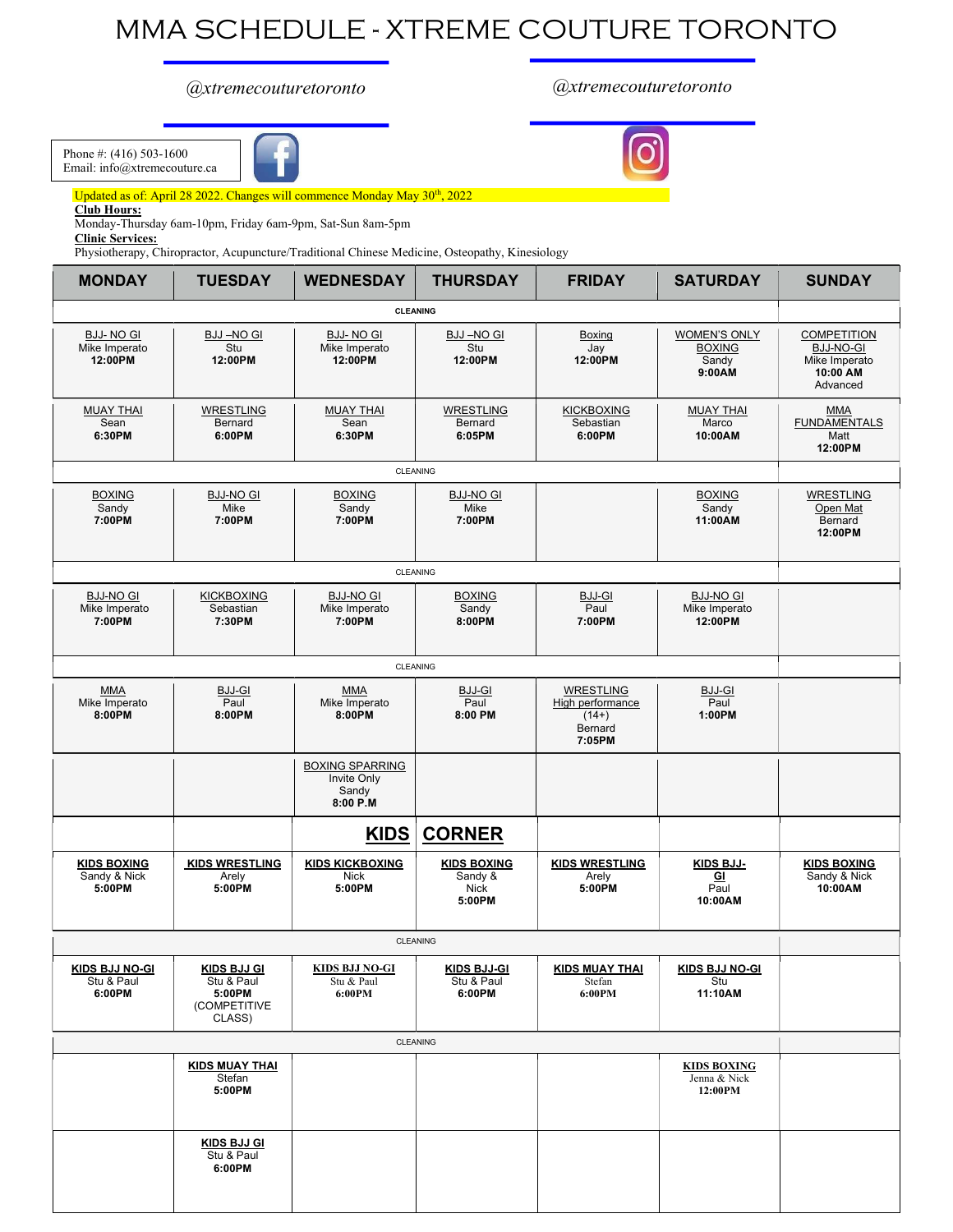# MMA SCHEDULE - XTREME COUTURE TORONTO

*@xtremecouturetoronto*

*@xtremecouturetoronto*

Phone #: (416) 503-1600
Email: info@xtremecouture.ca

Updated as of: April 28 2022. Changes will commence Monday May 30th, 2022

**Club Hours:**
Monday-Thursday 6am-10pm, Friday 6am-9pm, Sat-Sun 8am-5pm

**Clinic Services:**
Physiotherapy, Chiropractor, Acupuncture/Traditional Chinese Medicine, Osteopathy, Kinesiology

| MONDAY | TUESDAY | WEDNESDAY | THURSDAY | FRIDAY | SATURDAY | SUNDAY |
|---|---|---|---|---|---|---|
| CLEANING | | | | | | |
| BJJ- NO GI<br>Mike Imperato<br>**12:00PM** | BJJ –NO GI<br>Stu<br>**12:00PM** | BJJ- NO GI<br>Mike Imperato<br>**12:00PM** | BJJ –NO GI<br>Stu<br>**12:00PM** | Boxing<br>Jay<br>**12:00PM** | WOMEN'S ONLY BOXING<br>Sandy<br>**9:00AM** | COMPETITION BJJ-NO-GI<br>Mike Imperato<br>**10:00 AM**<br>Advanced |
| MUAY THAI<br>Sean<br>**6:30PM** | WRESTLING<br>Bernard<br>**6:00PM** | MUAY THAI<br>Sean<br>**6:30PM** | WRESTLING<br>Bernard<br>**6:05PM** | KICKBOXING<br>Sebastian<br>**6:00PM** | MUAY THAI<br>Marco<br>**10:00AM** | MMA FUNDAMENTALS<br>Matt<br>**12:00PM** |
| CLEANING | | | | | | |
| BOXING<br>Sandy<br>**7:00PM** | BJJ-NO GI<br>Mike<br>**7:00PM** | BOXING<br>Sandy<br>**7:00PM** | BJJ-NO GI<br>Mike<br>**7:00PM** | | BOXING<br>Sandy<br>**11:00AM** | WRESTLING<br>Open Mat<br>Bernard<br>**12:00PM** |
| CLEANING | | | | | | |
| BJJ-NO GI<br>Mike Imperato<br>**7:00PM** | KICKBOXING<br>Sebastian<br>**7:30PM** | BJJ-NO GI<br>Mike Imperato<br>**7:00PM** | BOXING<br>Sandy<br>**8:00PM** | BJJ-GI<br>Paul<br>**7:00PM** | BJJ-NO GI<br>Mike Imperato<br>**12:00PM** | |
| CLEANING | | | | | | |
| MMA<br>Mike Imperato<br>**8:00PM** | BJJ-GI<br>Paul<br>**8:00PM** | MMA<br>Mike Imperato<br>**8:00PM** | BJJ-GI<br>Paul<br>**8:00 PM** | WRESTLING<br>High performance<br>(14+)<br>Bernard<br>**7:05PM** | BJJ-GI<br>Paul<br>**1:00PM** | |
| | | BOXING SPARRING<br>Invite Only<br>Sandy<br>**8:00 P.M** | | | | |
| | | **KIDS** | **CORNER** | | | |
| **KIDS BOXING**<br>Sandy & Nick<br>**5:00PM** | **KIDS WRESTLING**<br>Arely<br>**5:00PM** | **KIDS KICKBOXING**<br>Nick<br>**5:00PM** | **KIDS BOXING**<br>Sandy &<br>Nick<br>**5:00PM** | **KIDS WRESTLING**<br>Arely<br>**5:00PM** | **KIDS BJJ-GI**<br>Paul<br>**10:00AM** | **KIDS BOXING**<br>Sandy & Nick<br>**10:00AM** |
| CLEANING | | | | | | |
| **KIDS BJJ NO-GI**<br>Stu & Paul<br>**6:00PM** | **KIDS BJJ GI**<br>Stu & Paul<br>**5:00PM**<br>(COMPETITIVE CLASS) | **KIDS BJJ NO-GI**<br>Stu & Paul<br>**6:00PM** | **KIDS BJJ-GI**<br>Stu & Paul<br>**6:00PM** | **KIDS MUAY THAI**<br>Stefan<br>**6:00PM** | **KIDS BJJ NO-GI**<br>Stu<br>**11:10AM** | |
| CLEANING | | | | | | |
| | **KIDS MUAY THAI**<br>Stefan<br>**5:00PM** | | | | **KIDS BOXING**<br>Jenna & Nick<br>**12:00PM** | |
| | **KIDS BJJ GI**<br>Stu & Paul<br>**6:00PM** | | | | | |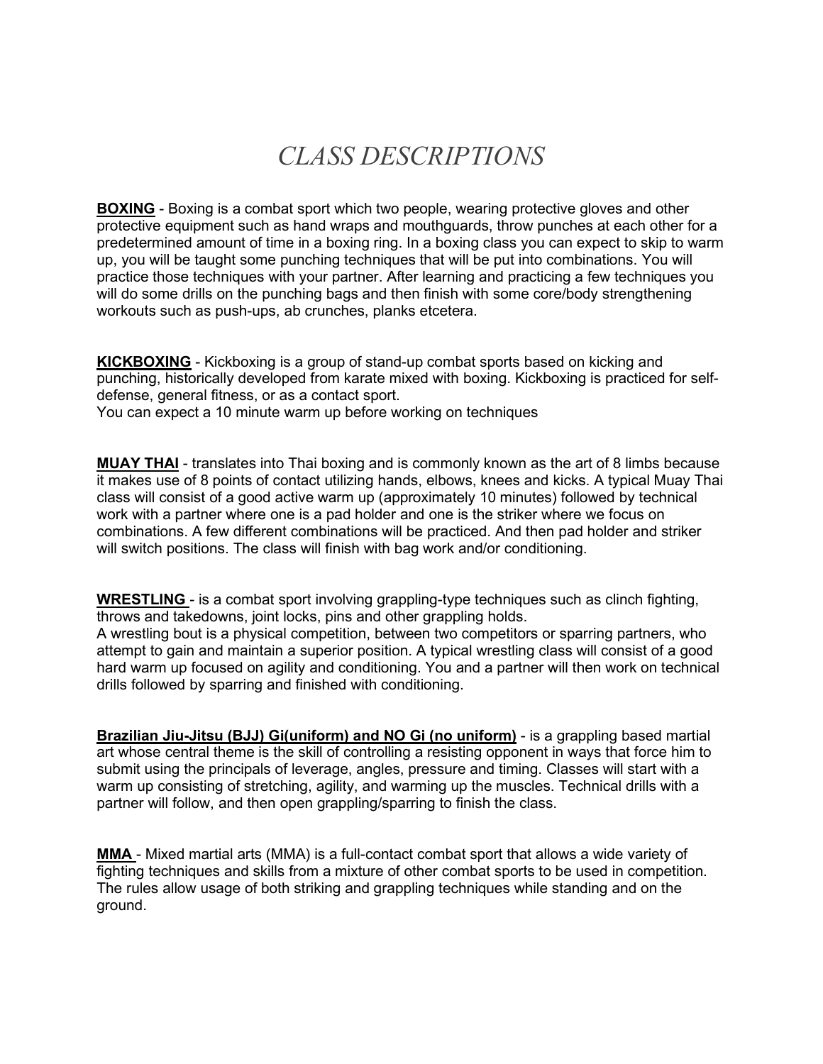# *CLASS DESCRIPTIONS*

**BOXING** - Boxing is a combat sport which two people, wearing protective gloves and other protective equipment such as hand wraps and mouthguards, throw punches at each other for a predetermined amount of time in a boxing ring. In a boxing class you can expect to skip to warm up, you will be taught some punching techniques that will be put into combinations. You will practice those techniques with your partner. After learning and practicing a few techniques you will do some drills on the punching bags and then finish with some core/body strengthening workouts such as push-ups, ab crunches, planks etcetera.

**KICKBOXING** - Kickboxing is a group of stand-up combat sports based on kicking and punching, historically developed from karate mixed with boxing. Kickboxing is practiced for self-defense, general fitness, or as a contact sport.
You can expect a 10 minute warm up before working on techniques

**MUAY THAI** - translates into Thai boxing and is commonly known as the art of 8 limbs because it makes use of 8 points of contact utilizing hands, elbows, knees and kicks. A typical Muay Thai class will consist of a good active warm up (approximately 10 minutes) followed by technical work with a partner where one is a pad holder and one is the striker where we focus on combinations. A few different combinations will be practiced. And then pad holder and striker will switch positions. The class will finish with bag work and/or conditioning.

**WRESTLING** - is a combat sport involving grappling-type techniques such as clinch fighting, throws and takedowns, joint locks, pins and other grappling holds.
A wrestling bout is a physical competition, between two competitors or sparring partners, who attempt to gain and maintain a superior position. A typical wrestling class will consist of a good hard warm up focused on agility and conditioning. You and a partner will then work on technical drills followed by sparring and finished with conditioning.

**Brazilian Jiu-Jitsu (BJJ) Gi(uniform) and NO Gi (no uniform)** - is a grappling based martial art whose central theme is the skill of controlling a resisting opponent in ways that force him to submit using the principals of leverage, angles, pressure and timing. Classes will start with a warm up consisting of stretching, agility, and warming up the muscles. Technical drills with a partner will follow, and then open grappling/sparring to finish the class.

**MMA** - Mixed martial arts (MMA) is a full-contact combat sport that allows a wide variety of fighting techniques and skills from a mixture of other combat sports to be used in competition. The rules allow usage of both striking and grappling techniques while standing and on the ground.